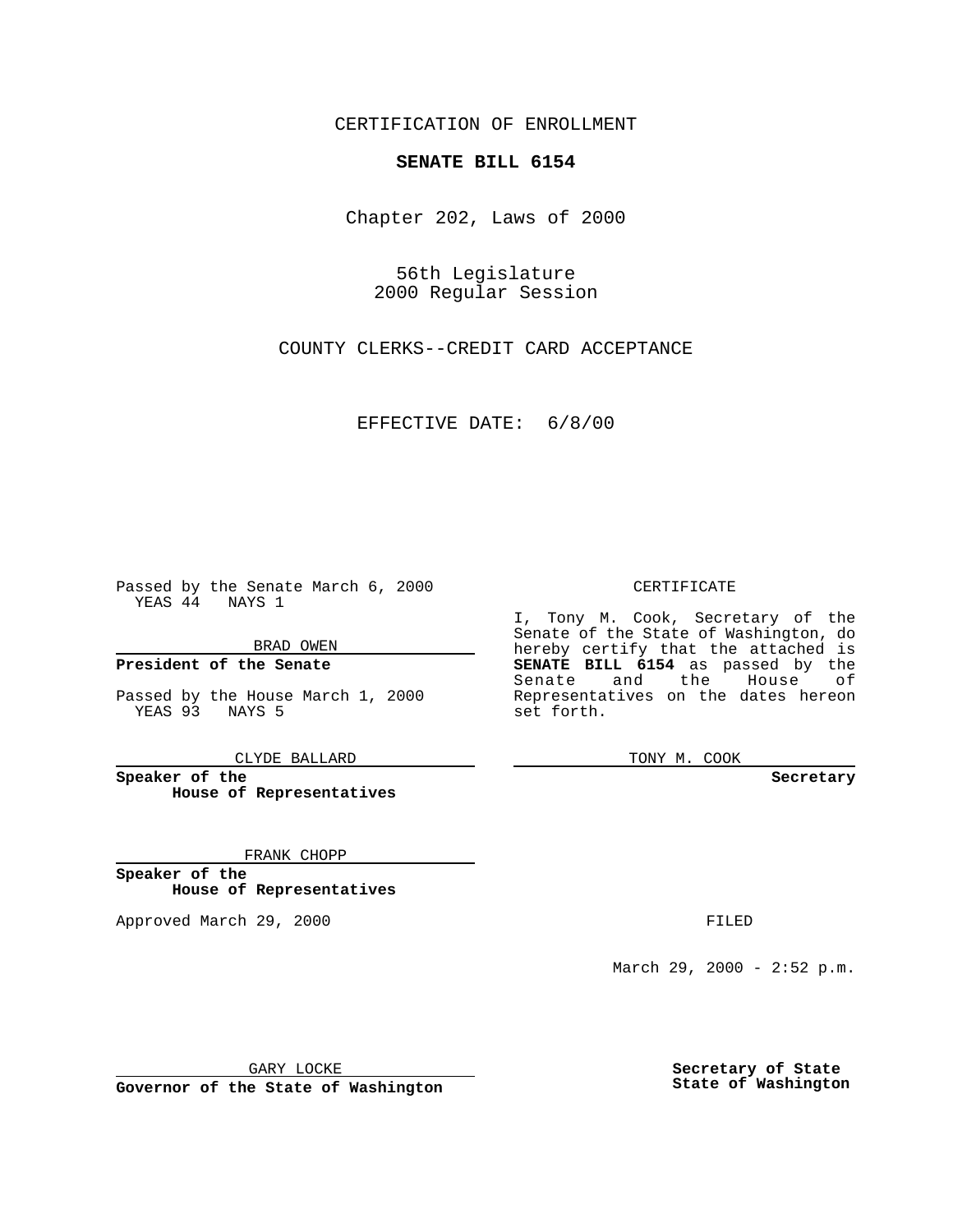CERTIFICATION OF ENROLLMENT

**SENATE BILL 6154**

Chapter 202, Laws of 2000

56th Legislature
2000 Regular Session

COUNTY CLERKS--CREDIT CARD ACCEPTANCE

EFFECTIVE DATE: 6/8/00

Passed by the Senate March 6, 2000
YEAS 44 NAYS 1

BRAD OWEN

**President of the Senate**

Passed by the House March 1, 2000
YEAS 93 NAYS 5

CLYDE BALLARD

**Speaker of the House of Representatives**

FRANK CHOPP

**Speaker of the House of Representatives**

Approved March 29, 2000

GARY LOCKE

**Governor of the State of Washington**

CERTIFICATE

I, Tony M. Cook, Secretary of the Senate of the State of Washington, do hereby certify that the attached is **SENATE BILL 6154** as passed by the Senate and the House of Representatives on the dates hereon set forth.

TONY M. COOK

**Secretary**

FILED

March 29, 2000 - 2:52 p.m.

**Secretary of State State of Washington**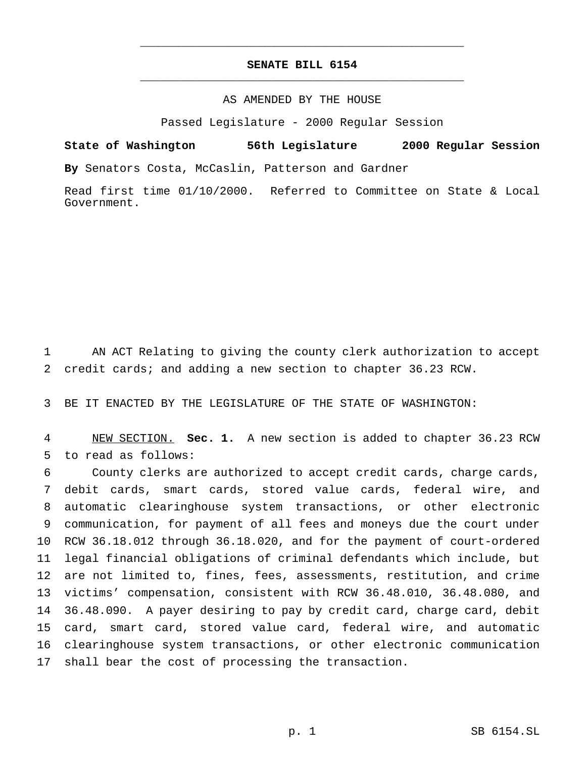# SENATE BILL 6154

AS AMENDED BY THE HOUSE

Passed Legislature - 2000 Regular Session

**State of Washington 56th Legislature 2000 Regular Session**

**By** Senators Costa, McCaslin, Patterson and Gardner

Read first time 01/10/2000. Referred to Committee on State & Local Government.

AN ACT Relating to giving the county clerk authorization to accept credit cards; and adding a new section to chapter 36.23 RCW.

BE IT ENACTED BY THE LEGISLATURE OF THE STATE OF WASHINGTON:

NEW SECTION. **Sec. 1.** A new section is added to chapter 36.23 RCW to read as follows:

County clerks are authorized to accept credit cards, charge cards, debit cards, smart cards, stored value cards, federal wire, and automatic clearinghouse system transactions, or other electronic communication, for payment of all fees and moneys due the court under RCW 36.18.012 through 36.18.020, and for the payment of court-ordered legal financial obligations of criminal defendants which include, but are not limited to, fines, fees, assessments, restitution, and crime victims' compensation, consistent with RCW 36.48.010, 36.48.080, and 36.48.090. A payer desiring to pay by credit card, charge card, debit card, smart card, stored value card, federal wire, and automatic clearinghouse system transactions, or other electronic communication shall bear the cost of processing the transaction.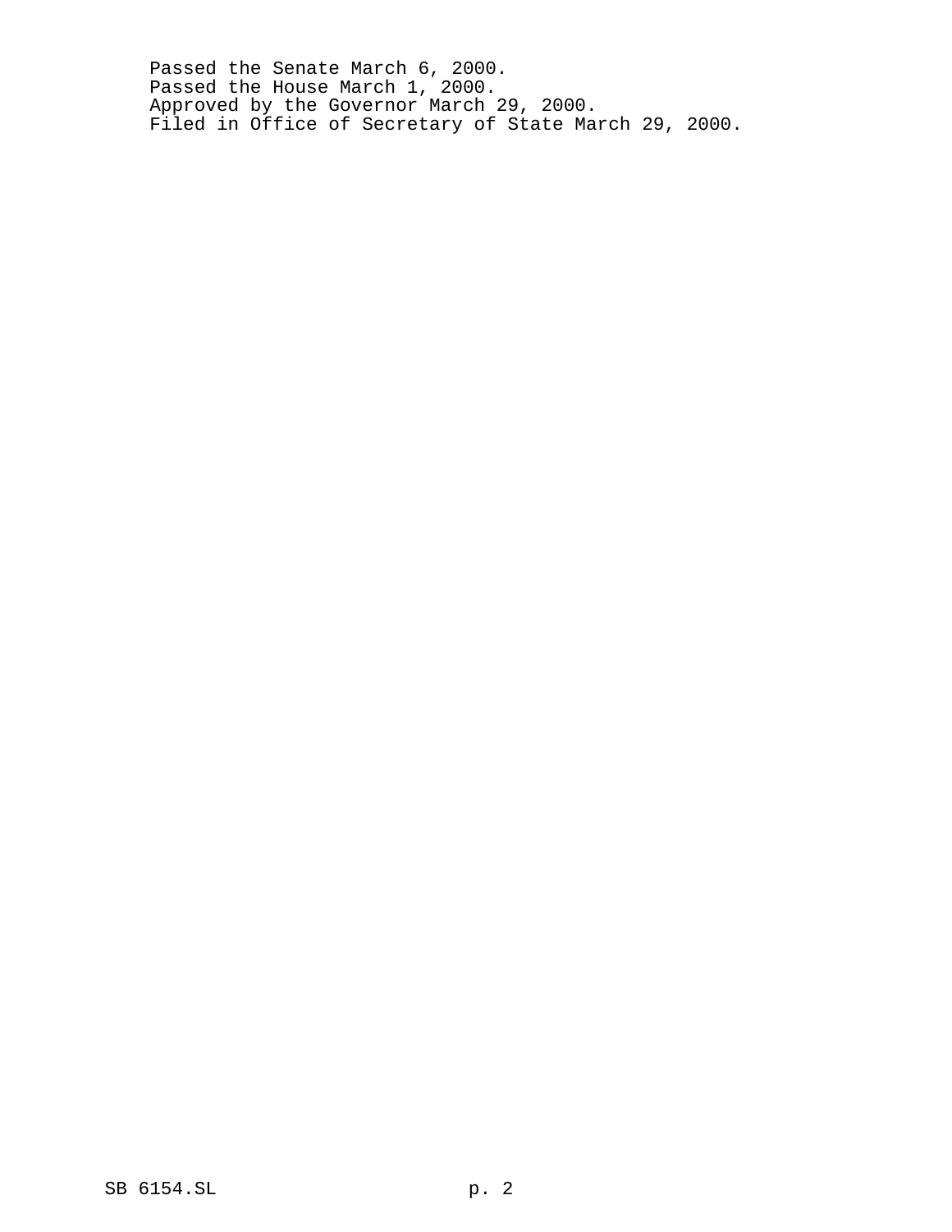Passed the Senate March 6, 2000.
Passed the House March 1, 2000.
Approved by the Governor March 29, 2000.
Filed in Office of Secretary of State March 29, 2000.